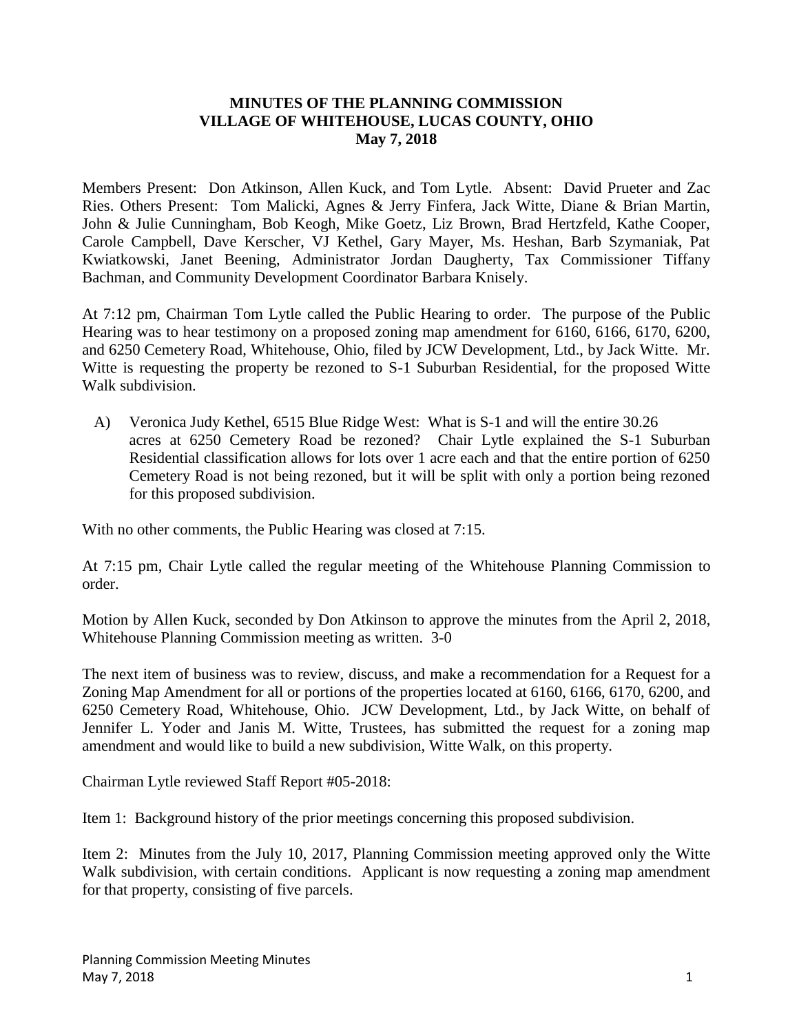# MINUTES OF THE PLANNING COMMISSION
# VILLAGE OF WHITEHOUSE, LUCAS COUNTY, OHIO
## May 7, 2018

Members Present: Don Atkinson, Allen Kuck, and Tom Lytle. Absent: David Prueter and Zac Ries. Others Present: Tom Malicki, Agnes & Jerry Finfera, Jack Witte, Diane & Brian Martin, John & Julie Cunningham, Bob Keogh, Mike Goetz, Liz Brown, Brad Hertzfeld, Kathe Cooper, Carole Campbell, Dave Kerscher, VJ Kethel, Gary Mayer, Ms. Heshan, Barb Szymaniak, Pat Kwiatkowski, Janet Beening, Administrator Jordan Daugherty, Tax Commissioner Tiffany Bachman, and Community Development Coordinator Barbara Knisely.

At 7:12 pm, Chairman Tom Lytle called the Public Hearing to order. The purpose of the Public Hearing was to hear testimony on a proposed zoning map amendment for 6160, 6166, 6170, 6200, and 6250 Cemetery Road, Whitehouse, Ohio, filed by JCW Development, Ltd., by Jack Witte. Mr. Witte is requesting the property be rezoned to S-1 Suburban Residential, for the proposed Witte Walk subdivision.

A) Veronica Judy Kethel, 6515 Blue Ridge West: What is S-1 and will the entire 30.26 acres at 6250 Cemetery Road be rezoned? Chair Lytle explained the S-1 Suburban Residential classification allows for lots over 1 acre each and that the entire portion of 6250 Cemetery Road is not being rezoned, but it will be split with only a portion being rezoned for this proposed subdivision.

With no other comments, the Public Hearing was closed at 7:15.

At 7:15 pm, Chair Lytle called the regular meeting of the Whitehouse Planning Commission to order.

Motion by Allen Kuck, seconded by Don Atkinson to approve the minutes from the April 2, 2018, Whitehouse Planning Commission meeting as written. 3-0

The next item of business was to review, discuss, and make a recommendation for a Request for a Zoning Map Amendment for all or portions of the properties located at 6160, 6166, 6170, 6200, and 6250 Cemetery Road, Whitehouse, Ohio. JCW Development, Ltd., by Jack Witte, on behalf of Jennifer L. Yoder and Janis M. Witte, Trustees, has submitted the request for a zoning map amendment and would like to build a new subdivision, Witte Walk, on this property.

Chairman Lytle reviewed Staff Report #05-2018:

Item 1: Background history of the prior meetings concerning this proposed subdivision.

Item 2: Minutes from the July 10, 2017, Planning Commission meeting approved only the Witte Walk subdivision, with certain conditions. Applicant is now requesting a zoning map amendment for that property, consisting of five parcels.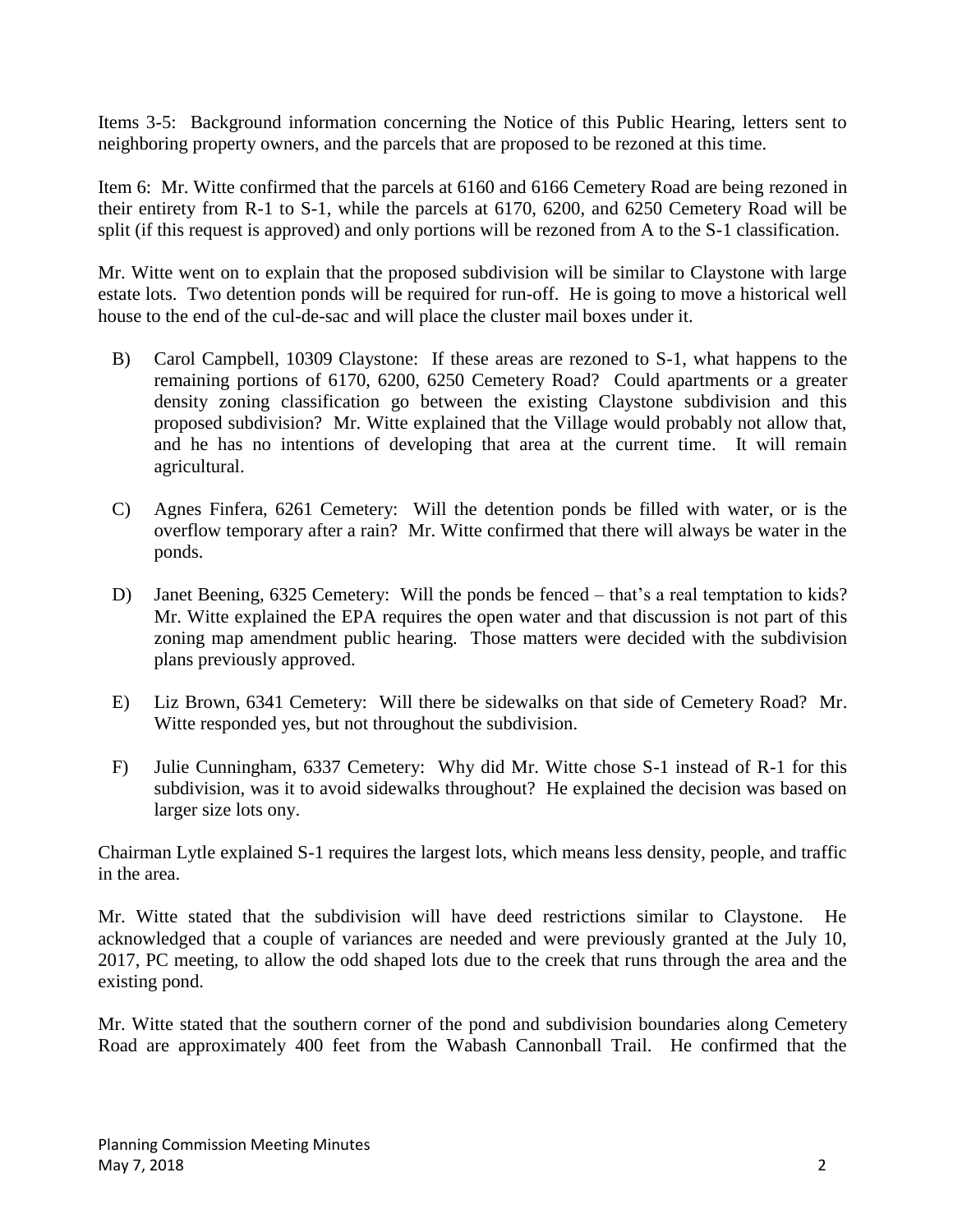Items 3-5: Background information concerning the Notice of this Public Hearing, letters sent to neighboring property owners, and the parcels that are proposed to be rezoned at this time.

Item 6: Mr. Witte confirmed that the parcels at 6160 and 6166 Cemetery Road are being rezoned in their entirety from R-1 to S-1, while the parcels at 6170, 6200, and 6250 Cemetery Road will be split (if this request is approved) and only portions will be rezoned from A to the S-1 classification.

Mr. Witte went on to explain that the proposed subdivision will be similar to Claystone with large estate lots. Two detention ponds will be required for run-off. He is going to move a historical well house to the end of the cul-de-sac and will place the cluster mail boxes under it.

B) Carol Campbell, 10309 Claystone: If these areas are rezoned to S-1, what happens to the remaining portions of 6170, 6200, 6250 Cemetery Road? Could apartments or a greater density zoning classification go between the existing Claystone subdivision and this proposed subdivision? Mr. Witte explained that the Village would probably not allow that, and he has no intentions of developing that area at the current time. It will remain agricultural.

C) Agnes Finfera, 6261 Cemetery: Will the detention ponds be filled with water, or is the overflow temporary after a rain? Mr. Witte confirmed that there will always be water in the ponds.

D) Janet Beening, 6325 Cemetery: Will the ponds be fenced – that's a real temptation to kids? Mr. Witte explained the EPA requires the open water and that discussion is not part of this zoning map amendment public hearing. Those matters were decided with the subdivision plans previously approved.

E) Liz Brown, 6341 Cemetery: Will there be sidewalks on that side of Cemetery Road? Mr. Witte responded yes, but not throughout the subdivision.

F) Julie Cunningham, 6337 Cemetery: Why did Mr. Witte chose S-1 instead of R-1 for this subdivision, was it to avoid sidewalks throughout? He explained the decision was based on larger size lots ony.

Chairman Lytle explained S-1 requires the largest lots, which means less density, people, and traffic in the area.

Mr. Witte stated that the subdivision will have deed restrictions similar to Claystone. He acknowledged that a couple of variances are needed and were previously granted at the July 10, 2017, PC meeting, to allow the odd shaped lots due to the creek that runs through the area and the existing pond.

Mr. Witte stated that the southern corner of the pond and subdivision boundaries along Cemetery Road are approximately 400 feet from the Wabash Cannonball Trail. He confirmed that the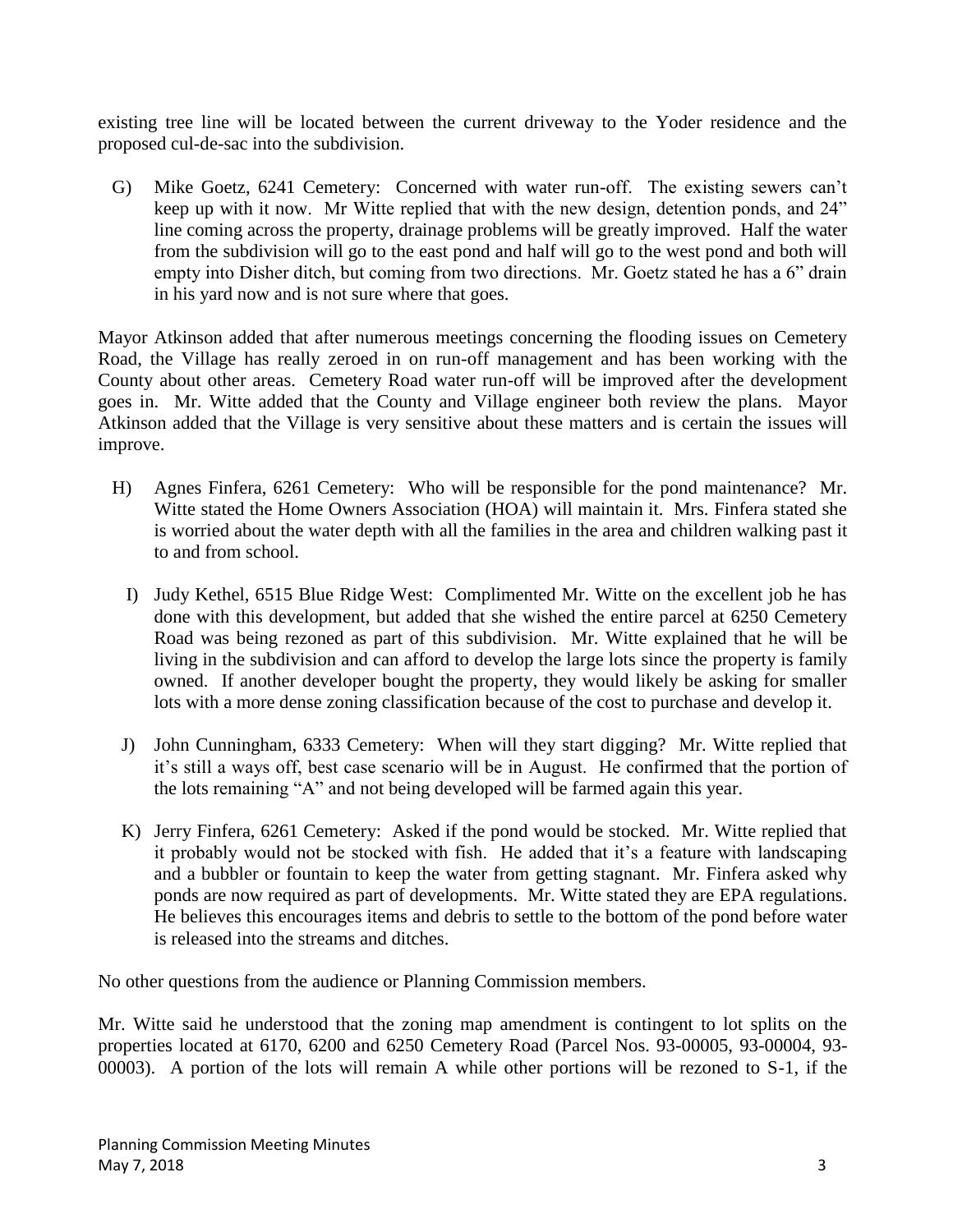existing tree line will be located between the current driveway to the Yoder residence and the proposed cul-de-sac into the subdivision.

G) Mike Goetz, 6241 Cemetery: Concerned with water run-off. The existing sewers can't keep up with it now. Mr Witte replied that with the new design, detention ponds, and 24" line coming across the property, drainage problems will be greatly improved. Half the water from the subdivision will go to the east pond and half will go to the west pond and both will empty into Disher ditch, but coming from two directions. Mr. Goetz stated he has a 6" drain in his yard now and is not sure where that goes.

Mayor Atkinson added that after numerous meetings concerning the flooding issues on Cemetery Road, the Village has really zeroed in on run-off management and has been working with the County about other areas. Cemetery Road water run-off will be improved after the development goes in. Mr. Witte added that the County and Village engineer both review the plans. Mayor Atkinson added that the Village is very sensitive about these matters and is certain the issues will improve.

H) Agnes Finfera, 6261 Cemetery: Who will be responsible for the pond maintenance? Mr. Witte stated the Home Owners Association (HOA) will maintain it. Mrs. Finfera stated she is worried about the water depth with all the families in the area and children walking past it to and from school.

I) Judy Kethel, 6515 Blue Ridge West: Complimented Mr. Witte on the excellent job he has done with this development, but added that she wished the entire parcel at 6250 Cemetery Road was being rezoned as part of this subdivision. Mr. Witte explained that he will be living in the subdivision and can afford to develop the large lots since the property is family owned. If another developer bought the property, they would likely be asking for smaller lots with a more dense zoning classification because of the cost to purchase and develop it.

J) John Cunningham, 6333 Cemetery: When will they start digging? Mr. Witte replied that it's still a ways off, best case scenario will be in August. He confirmed that the portion of the lots remaining "A" and not being developed will be farmed again this year.

K) Jerry Finfera, 6261 Cemetery: Asked if the pond would be stocked. Mr. Witte replied that it probably would not be stocked with fish. He added that it's a feature with landscaping and a bubbler or fountain to keep the water from getting stagnant. Mr. Finfera asked why ponds are now required as part of developments. Mr. Witte stated they are EPA regulations. He believes this encourages items and debris to settle to the bottom of the pond before water is released into the streams and ditches.

No other questions from the audience or Planning Commission members.

Mr. Witte said he understood that the zoning map amendment is contingent to lot splits on the properties located at 6170, 6200 and 6250 Cemetery Road (Parcel Nos. 93-00005, 93-00004, 93-00003). A portion of the lots will remain A while other portions will be rezoned to S-1, if the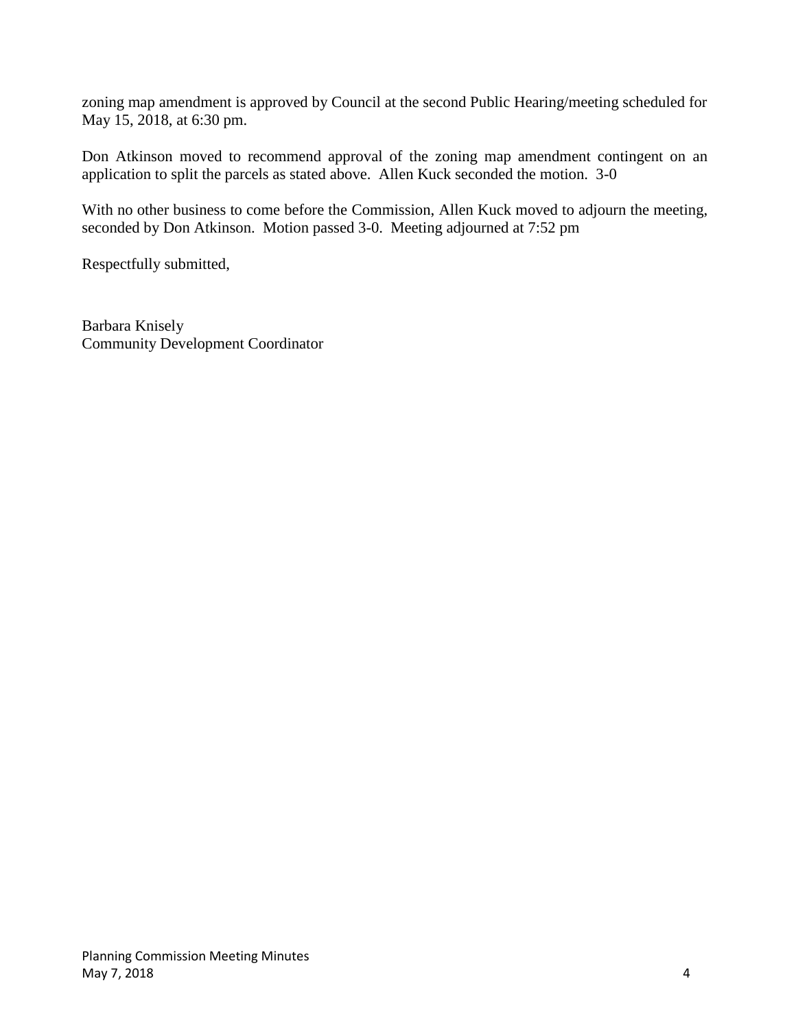zoning map amendment is approved by Council at the second Public Hearing/meeting scheduled for May 15, 2018, at 6:30 pm.

Don Atkinson moved to recommend approval of the zoning map amendment contingent on an application to split the parcels as stated above. Allen Kuck seconded the motion. 3-0

With no other business to come before the Commission, Allen Kuck moved to adjourn the meeting, seconded by Don Atkinson. Motion passed 3-0. Meeting adjourned at 7:52 pm

Respectfully submitted,

Barbara Knisely
Community Development Coordinator